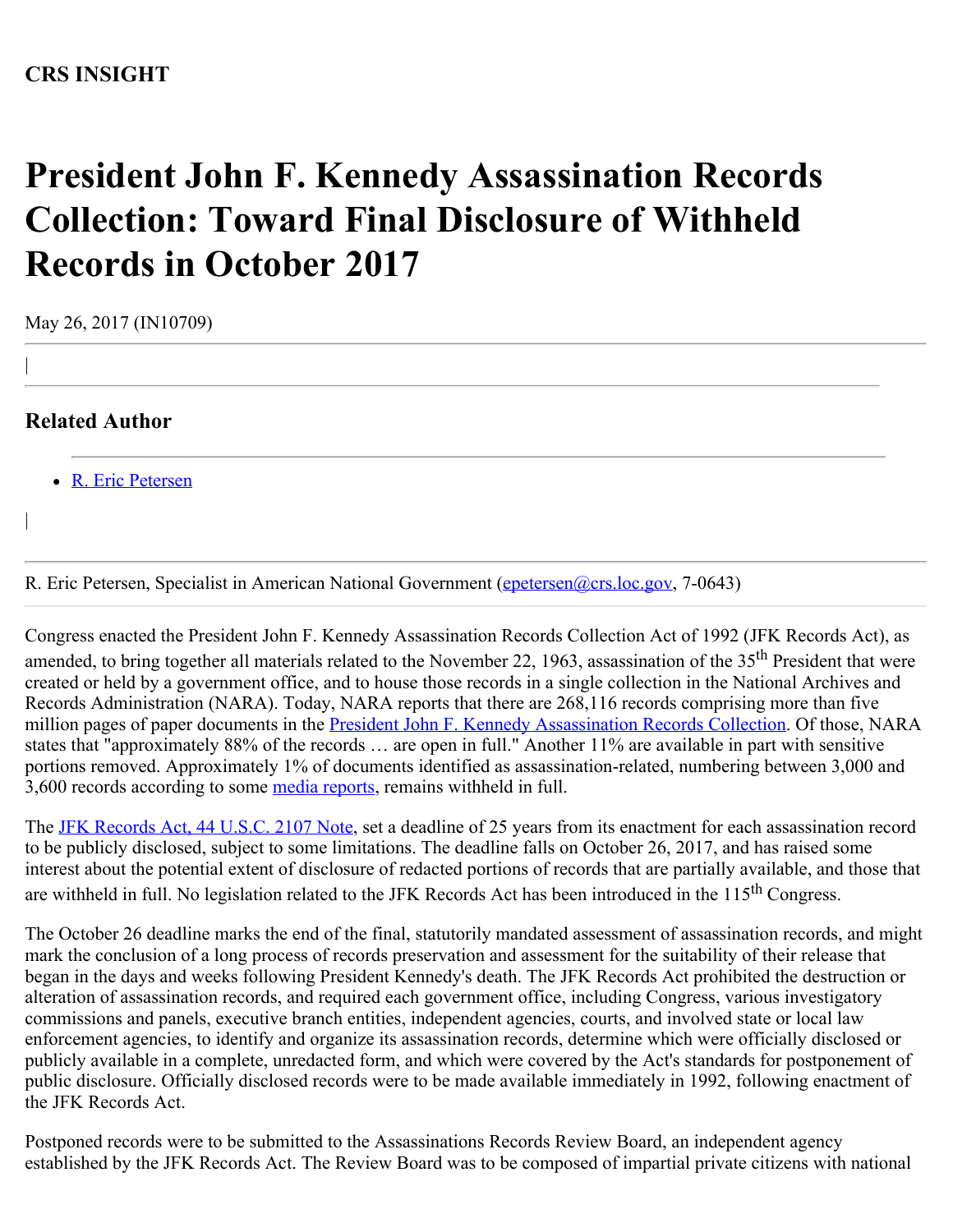**CRS INSIGHT**

# President John F. Kennedy Assassination Records Collection: Toward Final Disclosure of Withheld Records in October 2017

May 26, 2017 (IN10709)

|

---

## Related Author

- R. Eric Petersen

|

---

R. Eric Petersen, Specialist in American National Government (epetersen@crs.loc.gov, 7-0643)

Congress enacted the President John F. Kennedy Assassination Records Collection Act of 1992 (JFK Records Act), as amended, to bring together all materials related to the November 22, 1963, assassination of the 35th President that were created or held by a government office, and to house those records in a single collection in the National Archives and Records Administration (NARA). Today, NARA reports that there are 268,116 records comprising more than five million pages of paper documents in the President John F. Kennedy Assassination Records Collection. Of those, NARA states that "approximately 88% of the records … are open in full." Another 11% are available in part with sensitive portions removed. Approximately 1% of documents identified as assassination-related, numbering between 3,000 and 3,600 records according to some media reports, remains withheld in full.

The JFK Records Act, 44 U.S.C. 2107 Note, set a deadline of 25 years from its enactment for each assassination record to be publicly disclosed, subject to some limitations. The deadline falls on October 26, 2017, and has raised some interest about the potential extent of disclosure of redacted portions of records that are partially available, and those that are withheld in full. No legislation related to the JFK Records Act has been introduced in the 115th Congress.

The October 26 deadline marks the end of the final, statutorily mandated assessment of assassination records, and might mark the conclusion of a long process of records preservation and assessment for the suitability of their release that began in the days and weeks following President Kennedy's death. The JFK Records Act prohibited the destruction or alteration of assassination records, and required each government office, including Congress, various investigatory commissions and panels, executive branch entities, independent agencies, courts, and involved state or local law enforcement agencies, to identify and organize its assassination records, determine which were officially disclosed or publicly available in a complete, unredacted form, and which were covered by the Act's standards for postponement of public disclosure. Officially disclosed records were to be made available immediately in 1992, following enactment of the JFK Records Act.

Postponed records were to be submitted to the Assassinations Records Review Board, an independent agency established by the JFK Records Act. The Review Board was to be composed of impartial private citizens with national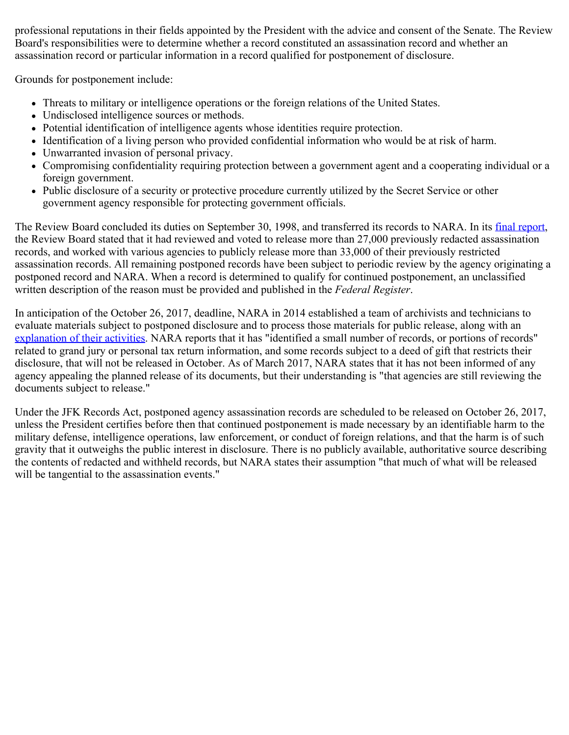professional reputations in their fields appointed by the President with the advice and consent of the Senate. The Review Board's responsibilities were to determine whether a record constituted an assassination record and whether an assassination record or particular information in a record qualified for postponement of disclosure.

Grounds for postponement include:

- Threats to military or intelligence operations or the foreign relations of the United States.
- Undisclosed intelligence sources or methods.
- Potential identification of intelligence agents whose identities require protection.
- Identification of a living person who provided confidential information who would be at risk of harm.
- Unwarranted invasion of personal privacy.
- Compromising confidentiality requiring protection between a government agent and a cooperating individual or a foreign government.
- Public disclosure of a security or protective procedure currently utilized by the Secret Service or other government agency responsible for protecting government officials.

The Review Board concluded its duties on September 30, 1998, and transferred its records to NARA. In its final report, the Review Board stated that it had reviewed and voted to release more than 27,000 previously redacted assassination records, and worked with various agencies to publicly release more than 33,000 of their previously restricted assassination records. All remaining postponed records have been subject to periodic review by the agency originating a postponed record and NARA. When a record is determined to qualify for continued postponement, an unclassified written description of the reason must be provided and published in the *Federal Register*.

In anticipation of the October 26, 2017, deadline, NARA in 2014 established a team of archivists and technicians to evaluate materials subject to postponed disclosure and to process those materials for public release, along with an explanation of their activities. NARA reports that it has "identified a small number of records, or portions of records" related to grand jury or personal tax return information, and some records subject to a deed of gift that restricts their disclosure, that will not be released in October. As of March 2017, NARA states that it has not been informed of any agency appealing the planned release of its documents, but their understanding is "that agencies are still reviewing the documents subject to release."

Under the JFK Records Act, postponed agency assassination records are scheduled to be released on October 26, 2017, unless the President certifies before then that continued postponement is made necessary by an identifiable harm to the military defense, intelligence operations, law enforcement, or conduct of foreign relations, and that the harm is of such gravity that it outweighs the public interest in disclosure. There is no publicly available, authoritative source describing the contents of redacted and withheld records, but NARA states their assumption "that much of what will be released will be tangential to the assassination events."